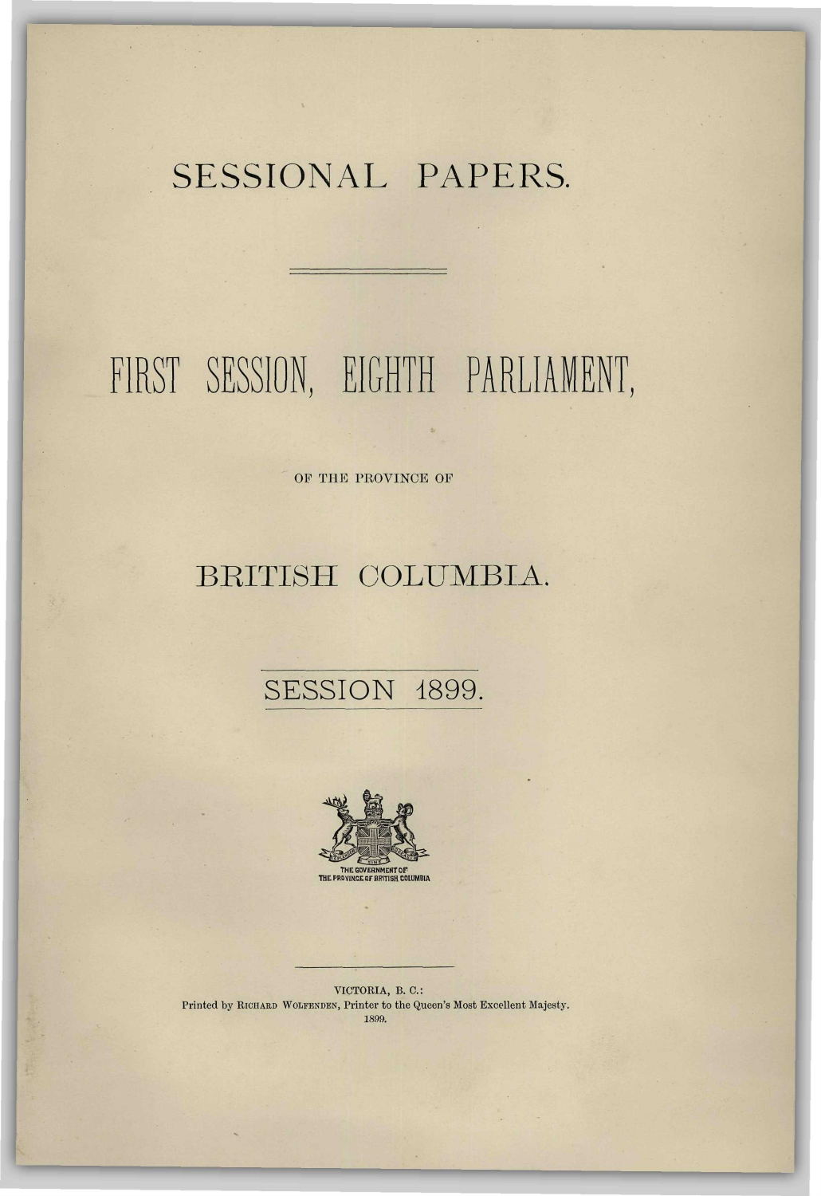# SESSIONAL PAPERS.

# FIRST SESSION, EIGHTH PARLIAMENT,

OF THE PROVINCE OF

# BRITISH COLUMBIA.

## SESSION 1899.

VICTORIA, B. C.:
Printed by RICHARD WOLFENDEN, Printer to the Queen's Most Excellent Majesty.
1899.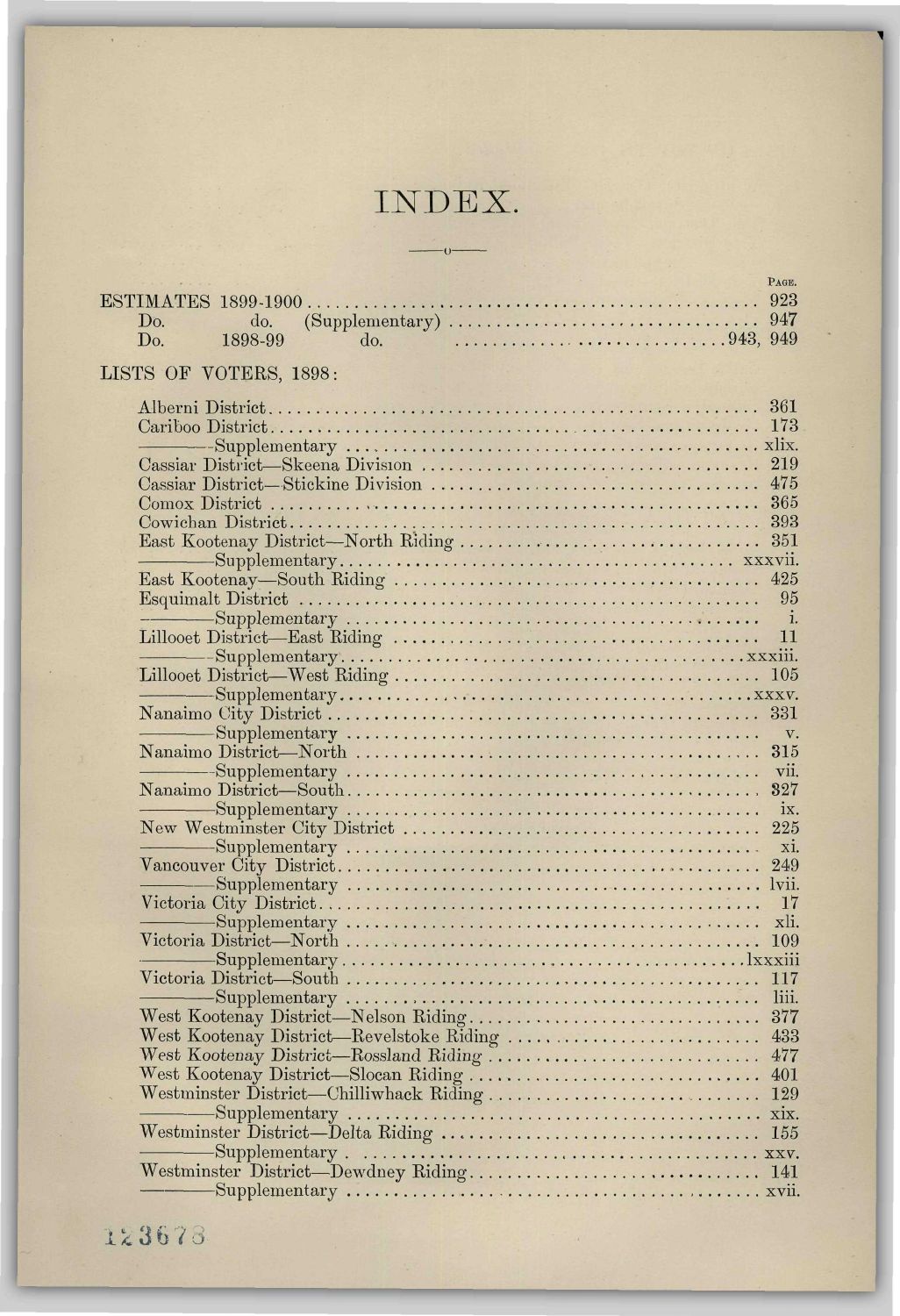# INDEX.

| | Page. |
|---|---|
| ESTIMATES 1899-1900 | 923 |
| Do. do. (Supplementary) | 947 |
| Do. 1898-99 do. | 943, 949 |

LISTS OF VOTERS, 1898:

| | |
|---|---|
| Alberni District | 361 |
| Cariboo District | 173 |
| ——Supplementary | xlix. |
| Cassiar District—Skeena Division | 219 |
| Cassiar District—Stickine Division | 475 |
| Comox District | 365 |
| Cowichan District | 393 |
| East Kootenay District—North Riding | 351 |
| ——Supplementary | xxxvii. |
| East Kootenay—South Riding | 425 |
| Esquimalt District | 95 |
| ——Supplementary | i. |
| Lillooet District—East Riding | 11 |
| ——Supplementary | xxxiii. |
| Lillooet District—West Riding | 105 |
| ——Supplementary | xxxv. |
| Nanaimo City District | 331 |
| ——Supplementary | v. |
| Nanaimo District—North | 315 |
| ——Supplementary | vii. |
| Nanaimo District—South | 327 |
| ——Supplementary | ix. |
| New Westminster City District | 225 |
| ——Supplementary | xi. |
| Vancouver City District | 249 |
| ——Supplementary | lvii. |
| Victoria City District | 17 |
| ——Supplementary | xli. |
| Victoria District—North | 109 |
| ——Supplementary | lxxxiii |
| Victoria District—South | 117 |
| ——Supplementary | liii. |
| West Kootenay District—Nelson Riding | 377 |
| West Kootenay District—Revelstoke Riding | 433 |
| West Kootenay District—Rossland Riding | 477 |
| West Kootenay District—Slocan Riding | 401 |
| Westminster District—Chilliwhack Riding | 129 |
| ——Supplementary | xix. |
| Westminster District—Delta Riding | 155 |
| ——Supplementary | xxv. |
| Westminster District—Dewdney Riding | 141 |
| ——Supplementary | xvii. |

123673